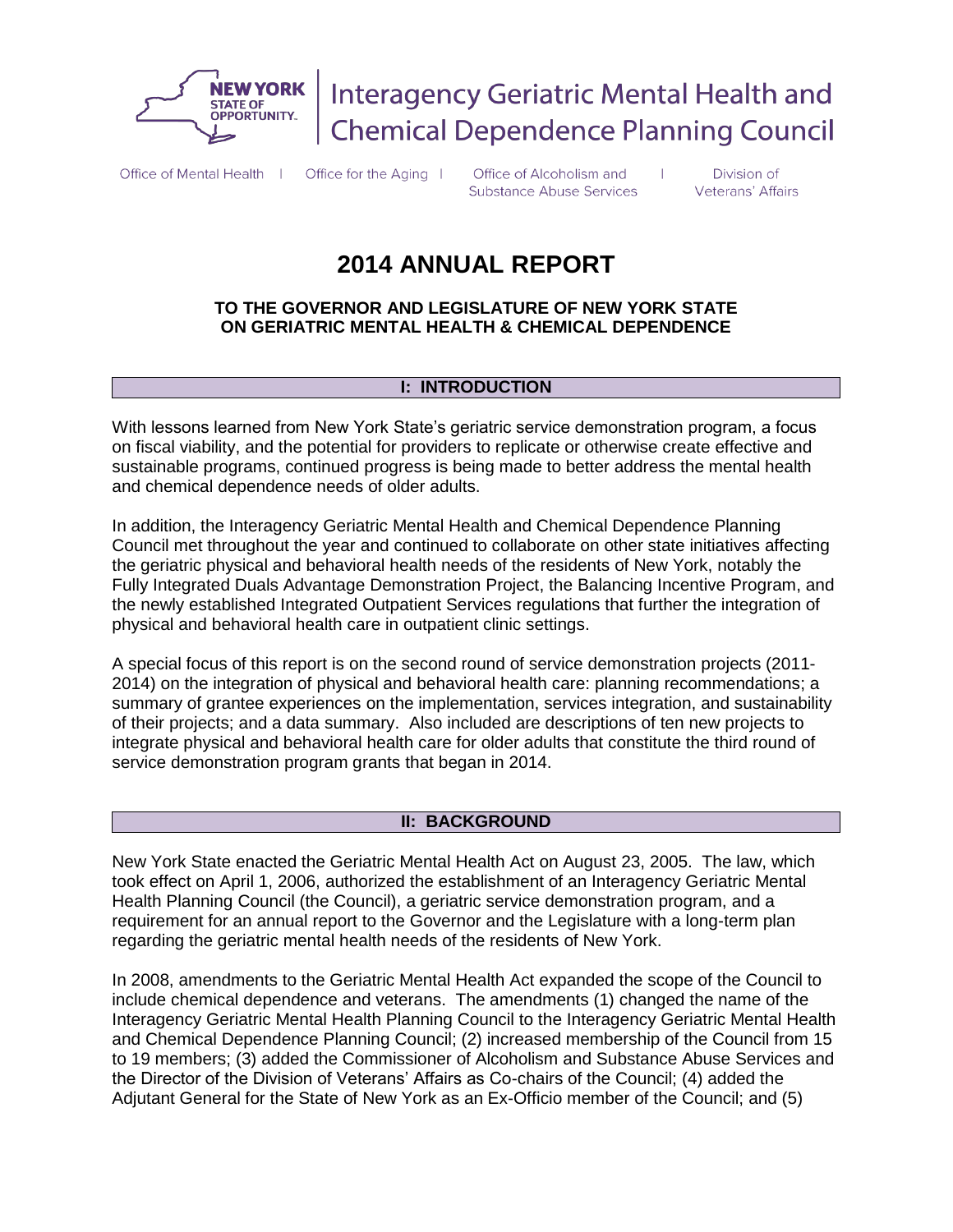NEW YORK STATE OF OPPORTUNITY. | Interagency Geriatric Mental Health and Chemical Dependence Planning Council

Office of Mental Health | Office for the Aging | Office of Alcoholism and Substance Abuse Services | Division of Veterans' Affairs

# 2014 ANNUAL REPORT

**TO THE GOVERNOR AND LEGISLATURE OF NEW YORK STATE ON GERIATRIC MENTAL HEALTH & CHEMICAL DEPENDENCE**

## I: INTRODUCTION

With lessons learned from New York State's geriatric service demonstration program, a focus on fiscal viability, and the potential for providers to replicate or otherwise create effective and sustainable programs, continued progress is being made to better address the mental health and chemical dependence needs of older adults.

In addition, the Interagency Geriatric Mental Health and Chemical Dependence Planning Council met throughout the year and continued to collaborate on other state initiatives affecting the geriatric physical and behavioral health needs of the residents of New York, notably the Fully Integrated Duals Advantage Demonstration Project, the Balancing Incentive Program, and the newly established Integrated Outpatient Services regulations that further the integration of physical and behavioral health care in outpatient clinic settings.

A special focus of this report is on the second round of service demonstration projects (2011-2014) on the integration of physical and behavioral health care: planning recommendations; a summary of grantee experiences on the implementation, services integration, and sustainability of their projects; and a data summary. Also included are descriptions of ten new projects to integrate physical and behavioral health care for older adults that constitute the third round of service demonstration program grants that began in 2014.

## II: BACKGROUND

New York State enacted the Geriatric Mental Health Act on August 23, 2005. The law, which took effect on April 1, 2006, authorized the establishment of an Interagency Geriatric Mental Health Planning Council (the Council), a geriatric service demonstration program, and a requirement for an annual report to the Governor and the Legislature with a long-term plan regarding the geriatric mental health needs of the residents of New York.

In 2008, amendments to the Geriatric Mental Health Act expanded the scope of the Council to include chemical dependence and veterans. The amendments (1) changed the name of the Interagency Geriatric Mental Health Planning Council to the Interagency Geriatric Mental Health and Chemical Dependence Planning Council; (2) increased membership of the Council from 15 to 19 members; (3) added the Commissioner of Alcoholism and Substance Abuse Services and the Director of the Division of Veterans' Affairs as Co-chairs of the Council; (4) added the Adjutant General for the State of New York as an Ex-Officio member of the Council; and (5)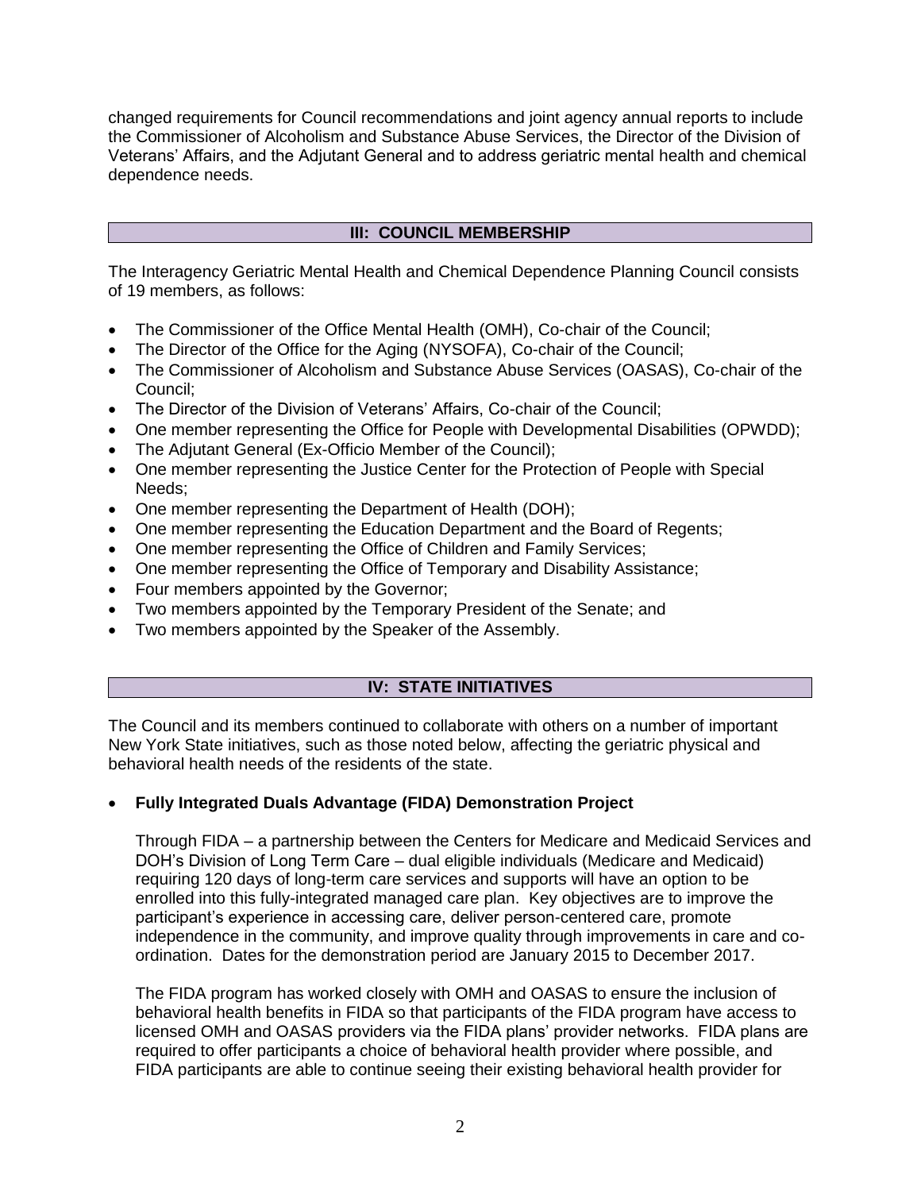changed requirements for Council recommendations and joint agency annual reports to include the Commissioner of Alcoholism and Substance Abuse Services, the Director of the Division of Veterans' Affairs, and the Adjutant General and to address geriatric mental health and chemical dependence needs.

## III: COUNCIL MEMBERSHIP

The Interagency Geriatric Mental Health and Chemical Dependence Planning Council consists of 19 members, as follows:

- The Commissioner of the Office Mental Health (OMH), Co-chair of the Council;
- The Director of the Office for the Aging (NYSOFA), Co-chair of the Council;
- The Commissioner of Alcoholism and Substance Abuse Services (OASAS), Co-chair of the Council;
- The Director of the Division of Veterans' Affairs, Co-chair of the Council;
- One member representing the Office for People with Developmental Disabilities (OPWDD);
- The Adjutant General (Ex-Officio Member of the Council);
- One member representing the Justice Center for the Protection of People with Special Needs;
- One member representing the Department of Health (DOH);
- One member representing the Education Department and the Board of Regents;
- One member representing the Office of Children and Family Services;
- One member representing the Office of Temporary and Disability Assistance;
- Four members appointed by the Governor;
- Two members appointed by the Temporary President of the Senate; and
- Two members appointed by the Speaker of the Assembly.

## IV: STATE INITIATIVES

The Council and its members continued to collaborate with others on a number of important New York State initiatives, such as those noted below, affecting the geriatric physical and behavioral health needs of the residents of the state.

- **Fully Integrated Duals Advantage (FIDA) Demonstration Project**

  Through FIDA – a partnership between the Centers for Medicare and Medicaid Services and DOH's Division of Long Term Care – dual eligible individuals (Medicare and Medicaid) requiring 120 days of long-term care services and supports will have an option to be enrolled into this fully-integrated managed care plan. Key objectives are to improve the participant's experience in accessing care, deliver person-centered care, promote independence in the community, and improve quality through improvements in care and co-ordination. Dates for the demonstration period are January 2015 to December 2017.

  The FIDA program has worked closely with OMH and OASAS to ensure the inclusion of behavioral health benefits in FIDA so that participants of the FIDA program have access to licensed OMH and OASAS providers via the FIDA plans' provider networks. FIDA plans are required to offer participants a choice of behavioral health provider where possible, and FIDA participants are able to continue seeing their existing behavioral health provider for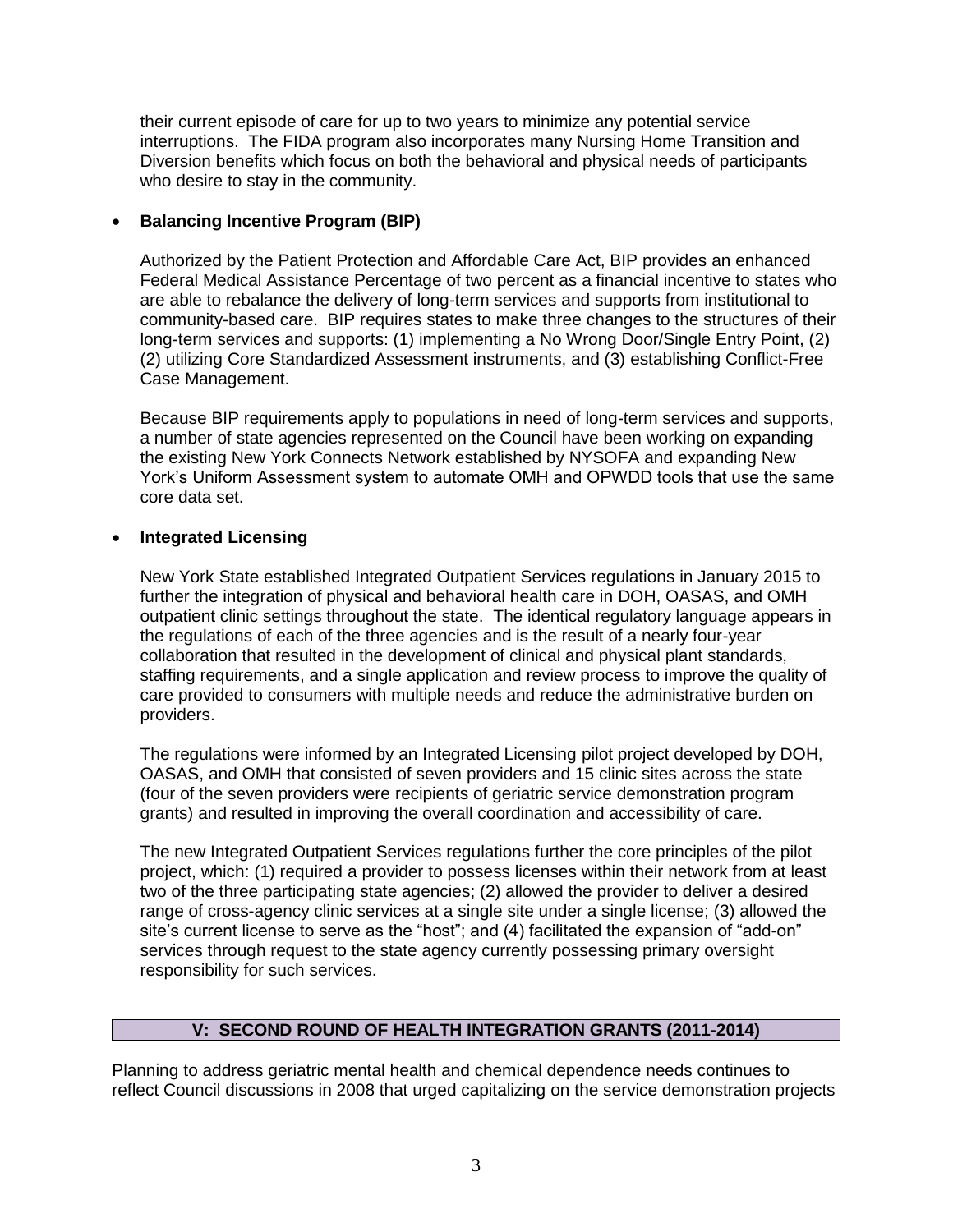their current episode of care for up to two years to minimize any potential service interruptions. The FIDA program also incorporates many Nursing Home Transition and Diversion benefits which focus on both the behavioral and physical needs of participants who desire to stay in the community.

- **Balancing Incentive Program (BIP)**

  Authorized by the Patient Protection and Affordable Care Act, BIP provides an enhanced Federal Medical Assistance Percentage of two percent as a financial incentive to states who are able to rebalance the delivery of long-term services and supports from institutional to community-based care. BIP requires states to make three changes to the structures of their long-term services and supports: (1) implementing a No Wrong Door/Single Entry Point, (2) (2) utilizing Core Standardized Assessment instruments, and (3) establishing Conflict-Free Case Management.

  Because BIP requirements apply to populations in need of long-term services and supports, a number of state agencies represented on the Council have been working on expanding the existing New York Connects Network established by NYSOFA and expanding New York's Uniform Assessment system to automate OMH and OPWDD tools that use the same core data set.

- **Integrated Licensing**

  New York State established Integrated Outpatient Services regulations in January 2015 to further the integration of physical and behavioral health care in DOH, OASAS, and OMH outpatient clinic settings throughout the state. The identical regulatory language appears in the regulations of each of the three agencies and is the result of a nearly four-year collaboration that resulted in the development of clinical and physical plant standards, staffing requirements, and a single application and review process to improve the quality of care provided to consumers with multiple needs and reduce the administrative burden on providers.

  The regulations were informed by an Integrated Licensing pilot project developed by DOH, OASAS, and OMH that consisted of seven providers and 15 clinic sites across the state (four of the seven providers were recipients of geriatric service demonstration program grants) and resulted in improving the overall coordination and accessibility of care.

  The new Integrated Outpatient Services regulations further the core principles of the pilot project, which: (1) required a provider to possess licenses within their network from at least two of the three participating state agencies; (2) allowed the provider to deliver a desired range of cross-agency clinic services at a single site under a single license; (3) allowed the site's current license to serve as the "host"; and (4) facilitated the expansion of "add-on" services through request to the state agency currently possessing primary oversight responsibility for such services.

## V: SECOND ROUND OF HEALTH INTEGRATION GRANTS (2011-2014)

Planning to address geriatric mental health and chemical dependence needs continues to reflect Council discussions in 2008 that urged capitalizing on the service demonstration projects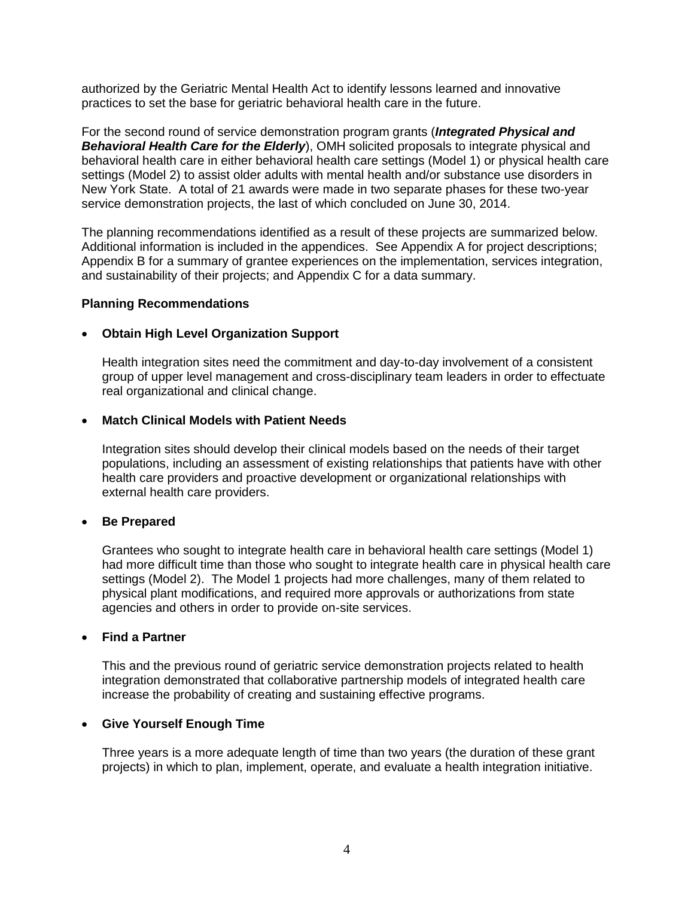authorized by the Geriatric Mental Health Act to identify lessons learned and innovative practices to set the base for geriatric behavioral health care in the future.

For the second round of service demonstration program grants (***Integrated Physical and Behavioral Health Care for the Elderly***), OMH solicited proposals to integrate physical and behavioral health care in either behavioral health care settings (Model 1) or physical health care settings (Model 2) to assist older adults with mental health and/or substance use disorders in New York State. A total of 21 awards were made in two separate phases for these two-year service demonstration projects, the last of which concluded on June 30, 2014.

The planning recommendations identified as a result of these projects are summarized below. Additional information is included in the appendices. See Appendix A for project descriptions; Appendix B for a summary of grantee experiences on the implementation, services integration, and sustainability of their projects; and Appendix C for a data summary.

**Planning Recommendations**

- **Obtain High Level Organization Support**

  Health integration sites need the commitment and day-to-day involvement of a consistent group of upper level management and cross-disciplinary team leaders in order to effectuate real organizational and clinical change.

- **Match Clinical Models with Patient Needs**

  Integration sites should develop their clinical models based on the needs of their target populations, including an assessment of existing relationships that patients have with other health care providers and proactive development or organizational relationships with external health care providers.

- **Be Prepared**

  Grantees who sought to integrate health care in behavioral health care settings (Model 1) had more difficult time than those who sought to integrate health care in physical health care settings (Model 2). The Model 1 projects had more challenges, many of them related to physical plant modifications, and required more approvals or authorizations from state agencies and others in order to provide on-site services.

- **Find a Partner**

  This and the previous round of geriatric service demonstration projects related to health integration demonstrated that collaborative partnership models of integrated health care increase the probability of creating and sustaining effective programs.

- **Give Yourself Enough Time**

  Three years is a more adequate length of time than two years (the duration of these grant projects) in which to plan, implement, operate, and evaluate a health integration initiative.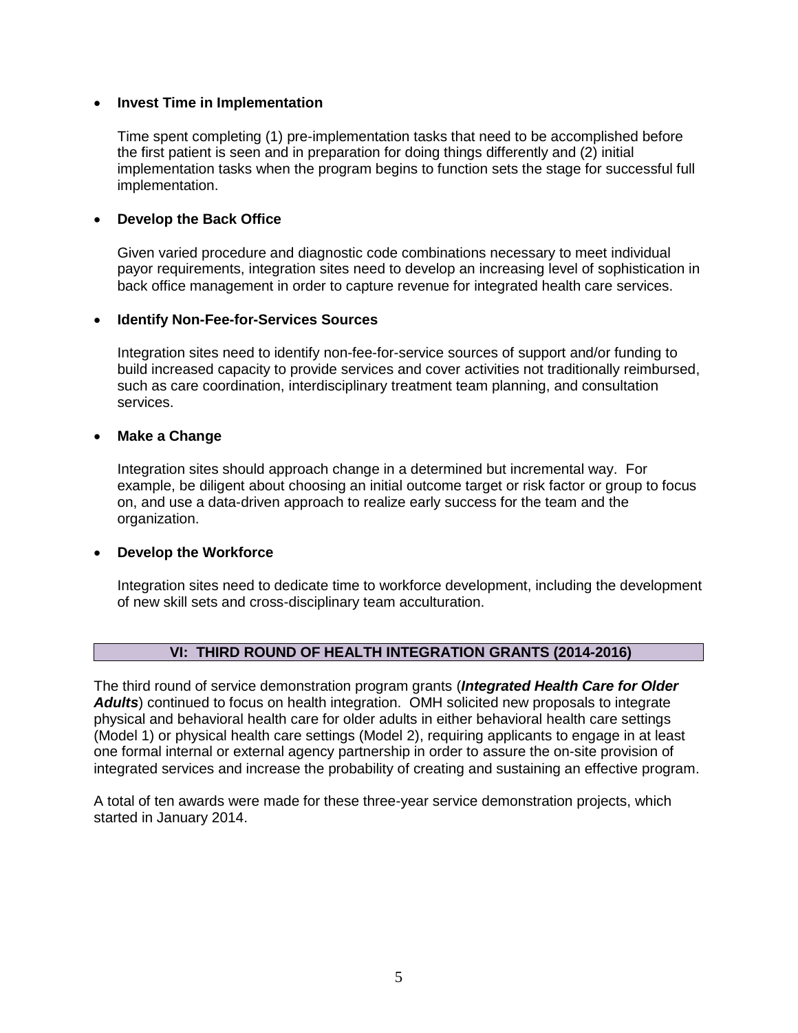- **Invest Time in Implementation**

  Time spent completing (1) pre-implementation tasks that need to be accomplished before the first patient is seen and in preparation for doing things differently and (2) initial implementation tasks when the program begins to function sets the stage for successful full implementation.

- **Develop the Back Office**

  Given varied procedure and diagnostic code combinations necessary to meet individual payor requirements, integration sites need to develop an increasing level of sophistication in back office management in order to capture revenue for integrated health care services.

- **Identify Non-Fee-for-Services Sources**

  Integration sites need to identify non-fee-for-service sources of support and/or funding to build increased capacity to provide services and cover activities not traditionally reimbursed, such as care coordination, interdisciplinary treatment team planning, and consultation services.

- **Make a Change**

  Integration sites should approach change in a determined but incremental way. For example, be diligent about choosing an initial outcome target or risk factor or group to focus on, and use a data-driven approach to realize early success for the team and the organization.

- **Develop the Workforce**

  Integration sites need to dedicate time to workforce development, including the development of new skill sets and cross-disciplinary team acculturation.

## VI: THIRD ROUND OF HEALTH INTEGRATION GRANTS (2014-2016)

The third round of service demonstration program grants (***Integrated Health Care for Older Adults***) continued to focus on health integration. OMH solicited new proposals to integrate physical and behavioral health care for older adults in either behavioral health care settings (Model 1) or physical health care settings (Model 2), requiring applicants to engage in at least one formal internal or external agency partnership in order to assure the on-site provision of integrated services and increase the probability of creating and sustaining an effective program.

A total of ten awards were made for these three-year service demonstration projects, which started in January 2014.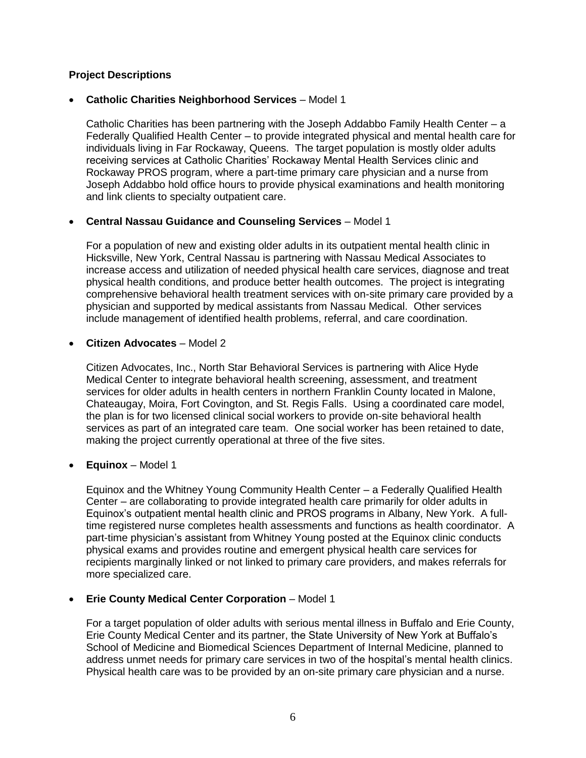### Project Descriptions

- **Catholic Charities Neighborhood Services** – Model 1

  Catholic Charities has been partnering with the Joseph Addabbo Family Health Center – a Federally Qualified Health Center – to provide integrated physical and mental health care for individuals living in Far Rockaway, Queens. The target population is mostly older adults receiving services at Catholic Charities' Rockaway Mental Health Services clinic and Rockaway PROS program, where a part-time primary care physician and a nurse from Joseph Addabbo hold office hours to provide physical examinations and health monitoring and link clients to specialty outpatient care.

- **Central Nassau Guidance and Counseling Services** – Model 1

  For a population of new and existing older adults in its outpatient mental health clinic in Hicksville, New York, Central Nassau is partnering with Nassau Medical Associates to increase access and utilization of needed physical health care services, diagnose and treat physical health conditions, and produce better health outcomes. The project is integrating comprehensive behavioral health treatment services with on-site primary care provided by a physician and supported by medical assistants from Nassau Medical. Other services include management of identified health problems, referral, and care coordination.

- **Citizen Advocates** – Model 2

  Citizen Advocates, Inc., North Star Behavioral Services is partnering with Alice Hyde Medical Center to integrate behavioral health screening, assessment, and treatment services for older adults in health centers in northern Franklin County located in Malone, Chateaugay, Moira, Fort Covington, and St. Regis Falls. Using a coordinated care model, the plan is for two licensed clinical social workers to provide on-site behavioral health services as part of an integrated care team. One social worker has been retained to date, making the project currently operational at three of the five sites.

- **Equinox** – Model 1

  Equinox and the Whitney Young Community Health Center – a Federally Qualified Health Center – are collaborating to provide integrated health care primarily for older adults in Equinox's outpatient mental health clinic and PROS programs in Albany, New York. A full-time registered nurse completes health assessments and functions as health coordinator. A part-time physician's assistant from Whitney Young posted at the Equinox clinic conducts physical exams and provides routine and emergent physical health care services for recipients marginally linked or not linked to primary care providers, and makes referrals for more specialized care.

- **Erie County Medical Center Corporation** – Model 1

  For a target population of older adults with serious mental illness in Buffalo and Erie County, Erie County Medical Center and its partner, the State University of New York at Buffalo's School of Medicine and Biomedical Sciences Department of Internal Medicine, planned to address unmet needs for primary care services in two of the hospital's mental health clinics. Physical health care was to be provided by an on-site primary care physician and a nurse.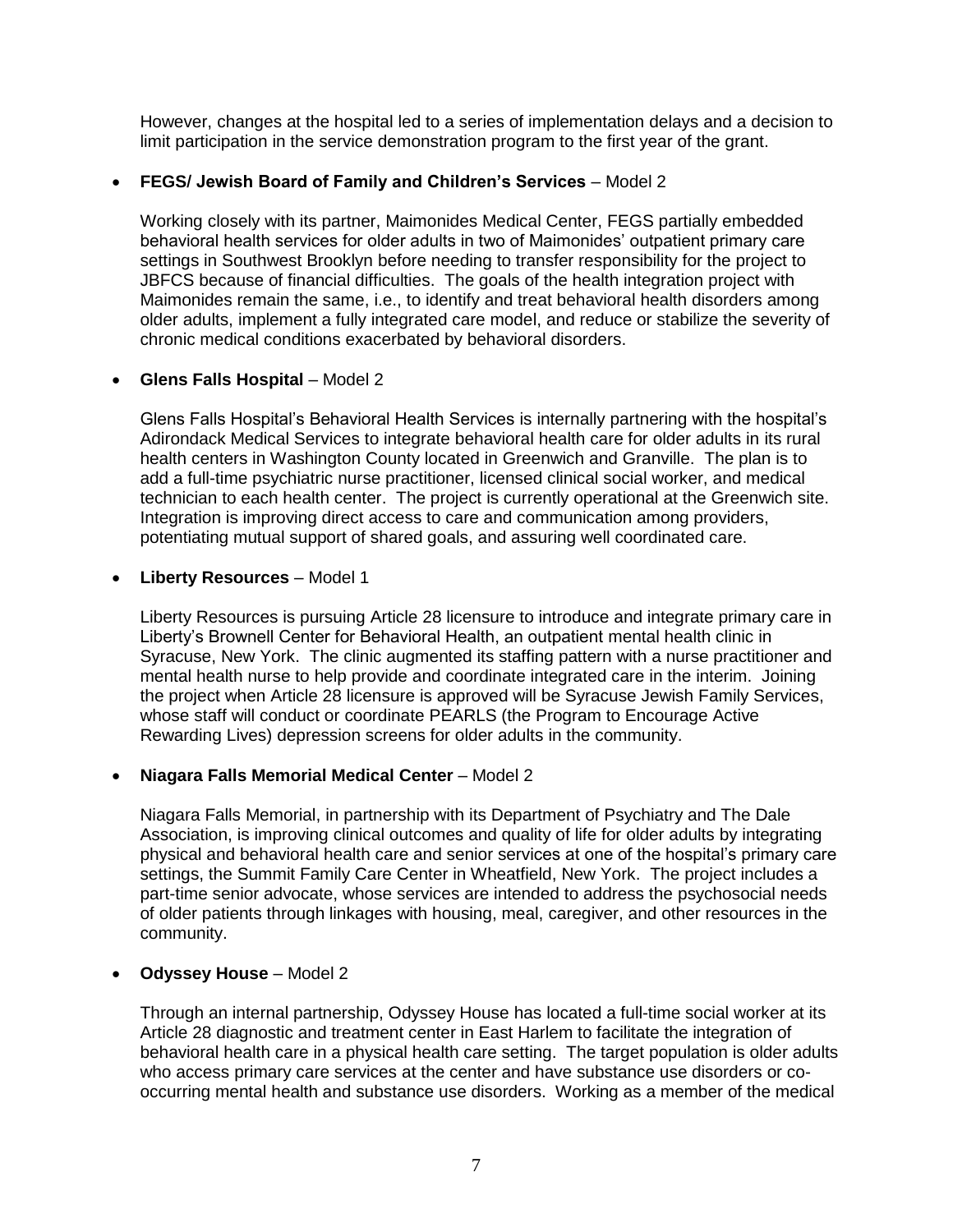However, changes at the hospital led to a series of implementation delays and a decision to limit participation in the service demonstration program to the first year of the grant.

- **FEGS/ Jewish Board of Family and Children's Services** – Model 2

  Working closely with its partner, Maimonides Medical Center, FEGS partially embedded behavioral health services for older adults in two of Maimonides' outpatient primary care settings in Southwest Brooklyn before needing to transfer responsibility for the project to JBFCS because of financial difficulties. The goals of the health integration project with Maimonides remain the same, i.e., to identify and treat behavioral health disorders among older adults, implement a fully integrated care model, and reduce or stabilize the severity of chronic medical conditions exacerbated by behavioral disorders.

- **Glens Falls Hospital** – Model 2

  Glens Falls Hospital's Behavioral Health Services is internally partnering with the hospital's Adirondack Medical Services to integrate behavioral health care for older adults in its rural health centers in Washington County located in Greenwich and Granville. The plan is to add a full-time psychiatric nurse practitioner, licensed clinical social worker, and medical technician to each health center. The project is currently operational at the Greenwich site. Integration is improving direct access to care and communication among providers, potentiating mutual support of shared goals, and assuring well coordinated care.

- **Liberty Resources** – Model 1

  Liberty Resources is pursuing Article 28 licensure to introduce and integrate primary care in Liberty's Brownell Center for Behavioral Health, an outpatient mental health clinic in Syracuse, New York. The clinic augmented its staffing pattern with a nurse practitioner and mental health nurse to help provide and coordinate integrated care in the interim. Joining the project when Article 28 licensure is approved will be Syracuse Jewish Family Services, whose staff will conduct or coordinate PEARLS (the Program to Encourage Active Rewarding Lives) depression screens for older adults in the community.

- **Niagara Falls Memorial Medical Center** – Model 2

  Niagara Falls Memorial, in partnership with its Department of Psychiatry and The Dale Association, is improving clinical outcomes and quality of life for older adults by integrating physical and behavioral health care and senior services at one of the hospital's primary care settings, the Summit Family Care Center in Wheatfield, New York. The project includes a part-time senior advocate, whose services are intended to address the psychosocial needs of older patients through linkages with housing, meal, caregiver, and other resources in the community.

- **Odyssey House** – Model 2

  Through an internal partnership, Odyssey House has located a full-time social worker at its Article 28 diagnostic and treatment center in East Harlem to facilitate the integration of behavioral health care in a physical health care setting. The target population is older adults who access primary care services at the center and have substance use disorders or co-occurring mental health and substance use disorders. Working as a member of the medical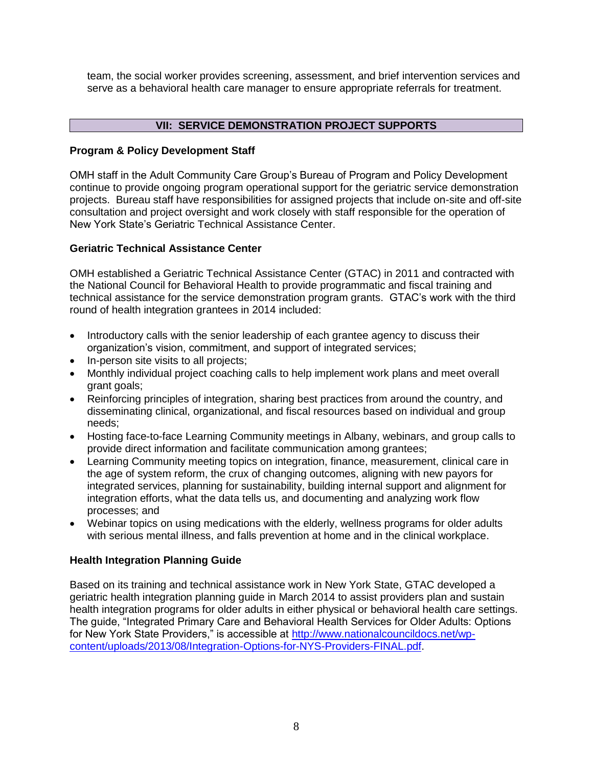team, the social worker provides screening, assessment, and brief intervention services and serve as a behavioral health care manager to ensure appropriate referrals for treatment.

## VII: SERVICE DEMONSTRATION PROJECT SUPPORTS

### Program & Policy Development Staff

OMH staff in the Adult Community Care Group's Bureau of Program and Policy Development continue to provide ongoing program operational support for the geriatric service demonstration projects. Bureau staff have responsibilities for assigned projects that include on-site and off-site consultation and project oversight and work closely with staff responsible for the operation of New York State's Geriatric Technical Assistance Center.

### Geriatric Technical Assistance Center

OMH established a Geriatric Technical Assistance Center (GTAC) in 2011 and contracted with the National Council for Behavioral Health to provide programmatic and fiscal training and technical assistance for the service demonstration program grants. GTAC's work with the third round of health integration grantees in 2014 included:

- Introductory calls with the senior leadership of each grantee agency to discuss their organization's vision, commitment, and support of integrated services;
- In-person site visits to all projects;
- Monthly individual project coaching calls to help implement work plans and meet overall grant goals;
- Reinforcing principles of integration, sharing best practices from around the country, and disseminating clinical, organizational, and fiscal resources based on individual and group needs;
- Hosting face-to-face Learning Community meetings in Albany, webinars, and group calls to provide direct information and facilitate communication among grantees;
- Learning Community meeting topics on integration, finance, measurement, clinical care in the age of system reform, the crux of changing outcomes, aligning with new payors for integrated services, planning for sustainability, building internal support and alignment for integration efforts, what the data tells us, and documenting and analyzing work flow processes; and
- Webinar topics on using medications with the elderly, wellness programs for older adults with serious mental illness, and falls prevention at home and in the clinical workplace.

### Health Integration Planning Guide

Based on its training and technical assistance work in New York State, GTAC developed a geriatric health integration planning guide in March 2014 to assist providers plan and sustain health integration programs for older adults in either physical or behavioral health care settings. The guide, "Integrated Primary Care and Behavioral Health Services for Older Adults: Options for New York State Providers," is accessible at [http://www.nationalcouncildocs.net/wp-content/uploads/2013/08/Integration-Options-for-NYS-Providers-FINAL.pdf](http://www.nationalcouncildocs.net/wp-content/uploads/2013/08/Integration-Options-for-NYS-Providers-FINAL.pdf).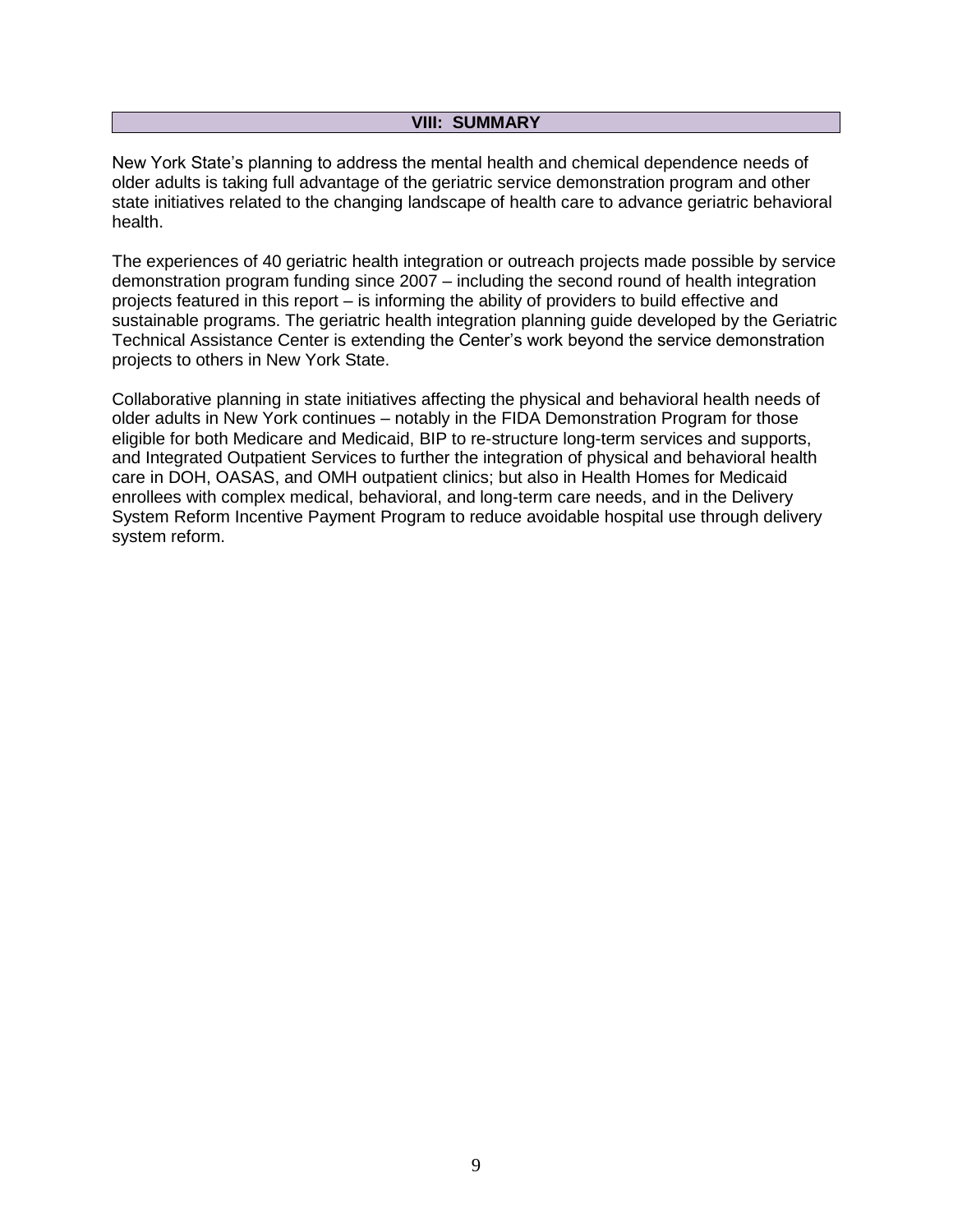## VIII: SUMMARY

New York State's planning to address the mental health and chemical dependence needs of older adults is taking full advantage of the geriatric service demonstration program and other state initiatives related to the changing landscape of health care to advance geriatric behavioral health.

The experiences of 40 geriatric health integration or outreach projects made possible by service demonstration program funding since 2007 – including the second round of health integration projects featured in this report – is informing the ability of providers to build effective and sustainable programs. The geriatric health integration planning guide developed by the Geriatric Technical Assistance Center is extending the Center's work beyond the service demonstration projects to others in New York State.

Collaborative planning in state initiatives affecting the physical and behavioral health needs of older adults in New York continues – notably in the FIDA Demonstration Program for those eligible for both Medicare and Medicaid, BIP to re-structure long-term services and supports, and Integrated Outpatient Services to further the integration of physical and behavioral health care in DOH, OASAS, and OMH outpatient clinics; but also in Health Homes for Medicaid enrollees with complex medical, behavioral, and long-term care needs, and in the Delivery System Reform Incentive Payment Program to reduce avoidable hospital use through delivery system reform.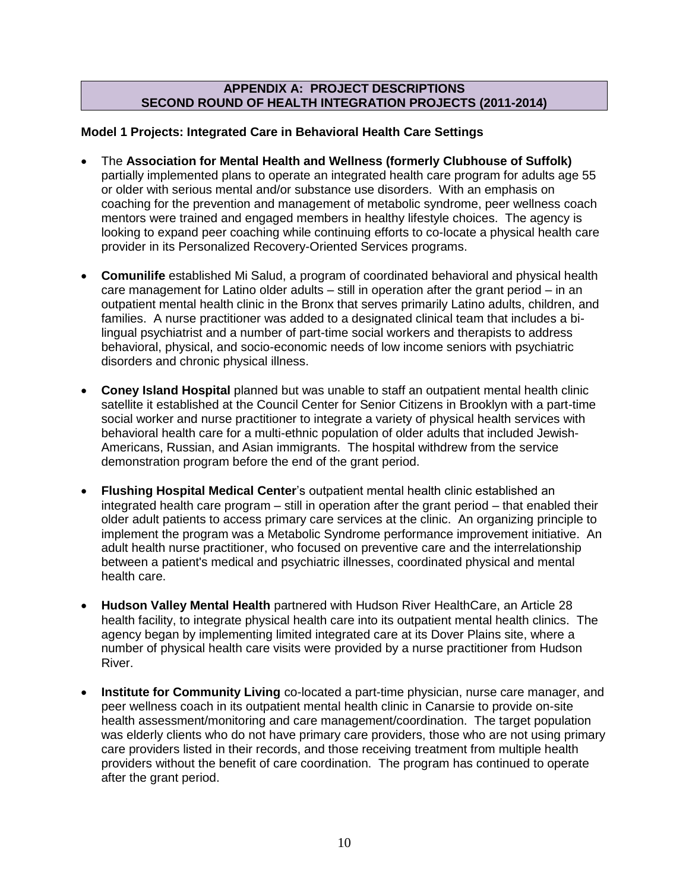## APPENDIX A: PROJECT DESCRIPTIONS
## SECOND ROUND OF HEALTH INTEGRATION PROJECTS (2011-2014)

### Model 1 Projects: Integrated Care in Behavioral Health Care Settings

- The **Association for Mental Health and Wellness (formerly Clubhouse of Suffolk)** partially implemented plans to operate an integrated health care program for adults age 55 or older with serious mental and/or substance use disorders. With an emphasis on coaching for the prevention and management of metabolic syndrome, peer wellness coach mentors were trained and engaged members in healthy lifestyle choices. The agency is looking to expand peer coaching while continuing efforts to co-locate a physical health care provider in its Personalized Recovery-Oriented Services programs.

- **Comunilife** established Mi Salud, a program of coordinated behavioral and physical health care management for Latino older adults – still in operation after the grant period – in an outpatient mental health clinic in the Bronx that serves primarily Latino adults, children, and families. A nurse practitioner was added to a designated clinical team that includes a bi-lingual psychiatrist and a number of part-time social workers and therapists to address behavioral, physical, and socio-economic needs of low income seniors with psychiatric disorders and chronic physical illness.

- **Coney Island Hospital** planned but was unable to staff an outpatient mental health clinic satellite it established at the Council Center for Senior Citizens in Brooklyn with a part-time social worker and nurse practitioner to integrate a variety of physical health services with behavioral health care for a multi-ethnic population of older adults that included Jewish-Americans, Russian, and Asian immigrants. The hospital withdrew from the service demonstration program before the end of the grant period.

- **Flushing Hospital Medical Center**'s outpatient mental health clinic established an integrated health care program – still in operation after the grant period – that enabled their older adult patients to access primary care services at the clinic. An organizing principle to implement the program was a Metabolic Syndrome performance improvement initiative. An adult health nurse practitioner, who focused on preventive care and the interrelationship between a patient's medical and psychiatric illnesses, coordinated physical and mental health care.

- **Hudson Valley Mental Health** partnered with Hudson River HealthCare, an Article 28 health facility, to integrate physical health care into its outpatient mental health clinics. The agency began by implementing limited integrated care at its Dover Plains site, where a number of physical health care visits were provided by a nurse practitioner from Hudson River.

- **Institute for Community Living** co-located a part-time physician, nurse care manager, and peer wellness coach in its outpatient mental health clinic in Canarsie to provide on-site health assessment/monitoring and care management/coordination. The target population was elderly clients who do not have primary care providers, those who are not using primary care providers listed in their records, and those receiving treatment from multiple health providers without the benefit of care coordination. The program has continued to operate after the grant period.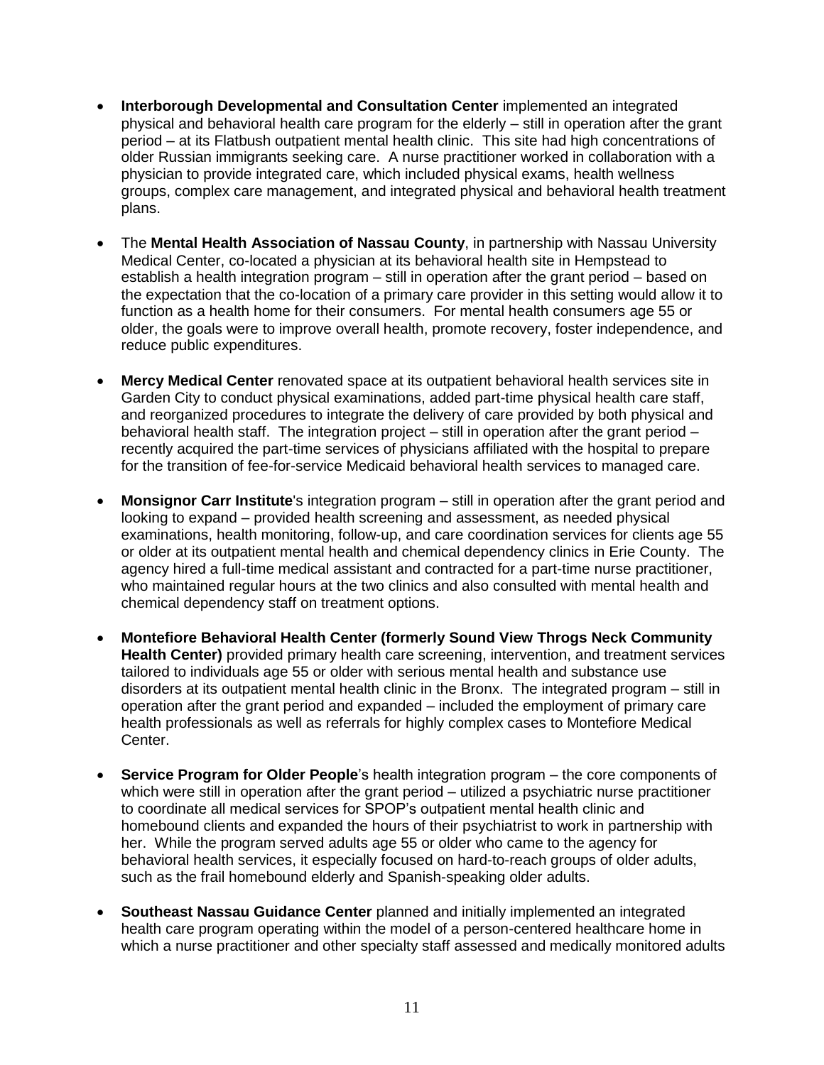- **Interborough Developmental and Consultation Center** implemented an integrated physical and behavioral health care program for the elderly – still in operation after the grant period – at its Flatbush outpatient mental health clinic. This site had high concentrations of older Russian immigrants seeking care. A nurse practitioner worked in collaboration with a physician to provide integrated care, which included physical exams, health wellness groups, complex care management, and integrated physical and behavioral health treatment plans.

- The **Mental Health Association of Nassau County**, in partnership with Nassau University Medical Center, co-located a physician at its behavioral health site in Hempstead to establish a health integration program – still in operation after the grant period – based on the expectation that the co-location of a primary care provider in this setting would allow it to function as a health home for their consumers. For mental health consumers age 55 or older, the goals were to improve overall health, promote recovery, foster independence, and reduce public expenditures.

- **Mercy Medical Center** renovated space at its outpatient behavioral health services site in Garden City to conduct physical examinations, added part-time physical health care staff, and reorganized procedures to integrate the delivery of care provided by both physical and behavioral health staff. The integration project – still in operation after the grant period – recently acquired the part-time services of physicians affiliated with the hospital to prepare for the transition of fee-for-service Medicaid behavioral health services to managed care.

- **Monsignor Carr Institute**'s integration program – still in operation after the grant period and looking to expand – provided health screening and assessment, as needed physical examinations, health monitoring, follow-up, and care coordination services for clients age 55 or older at its outpatient mental health and chemical dependency clinics in Erie County. The agency hired a full-time medical assistant and contracted for a part-time nurse practitioner, who maintained regular hours at the two clinics and also consulted with mental health and chemical dependency staff on treatment options.

- **Montefiore Behavioral Health Center (formerly Sound View Throgs Neck Community Health Center)** provided primary health care screening, intervention, and treatment services tailored to individuals age 55 or older with serious mental health and substance use disorders at its outpatient mental health clinic in the Bronx. The integrated program – still in operation after the grant period and expanded – included the employment of primary care health professionals as well as referrals for highly complex cases to Montefiore Medical Center.

- **Service Program for Older People**'s health integration program – the core components of which were still in operation after the grant period – utilized a psychiatric nurse practitioner to coordinate all medical services for SPOP's outpatient mental health clinic and homebound clients and expanded the hours of their psychiatrist to work in partnership with her. While the program served adults age 55 or older who came to the agency for behavioral health services, it especially focused on hard-to-reach groups of older adults, such as the frail homebound elderly and Spanish-speaking older adults.

- **Southeast Nassau Guidance Center** planned and initially implemented an integrated health care program operating within the model of a person-centered healthcare home in which a nurse practitioner and other specialty staff assessed and medically monitored adults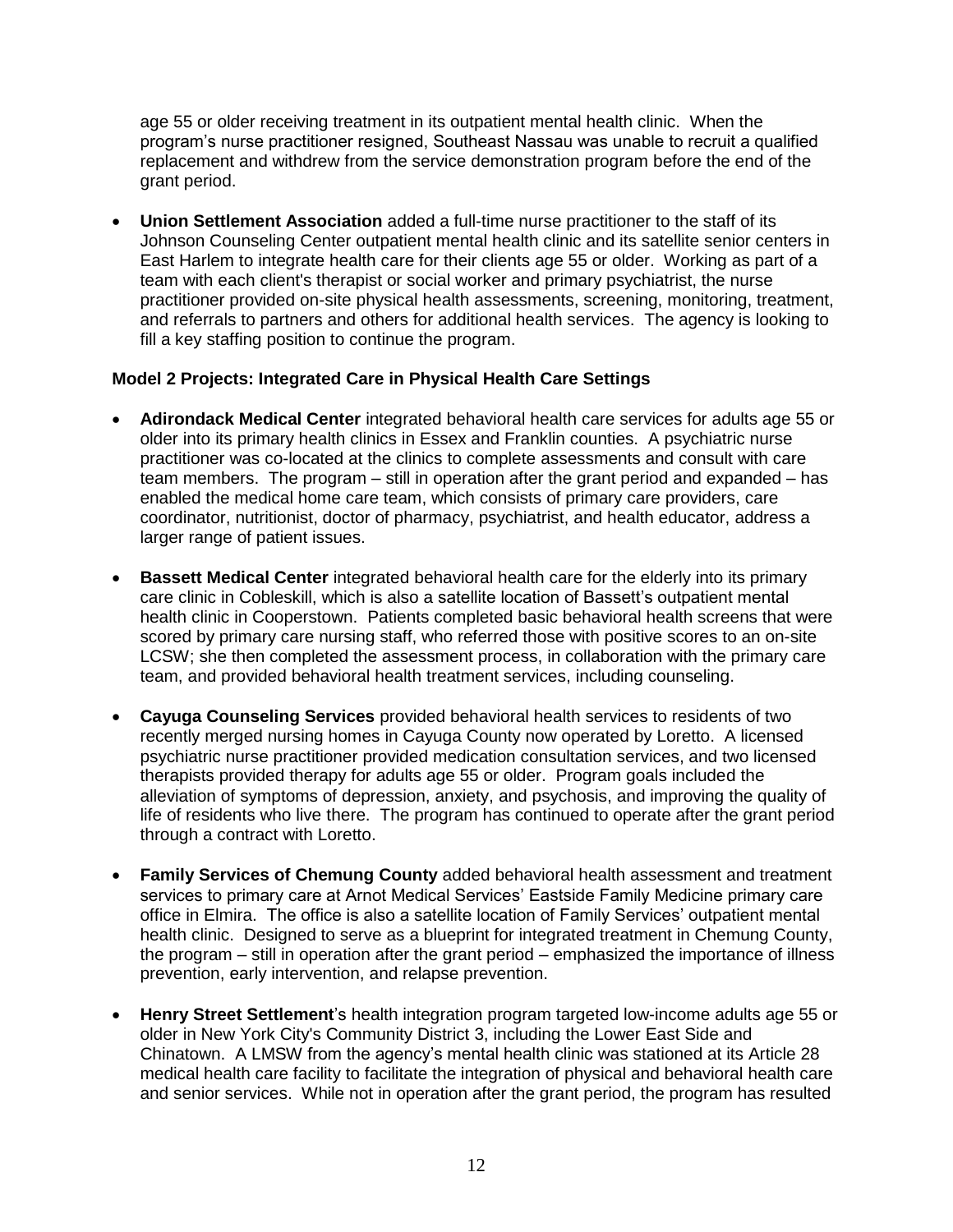age 55 or older receiving treatment in its outpatient mental health clinic. When the program's nurse practitioner resigned, Southeast Nassau was unable to recruit a qualified replacement and withdrew from the service demonstration program before the end of the grant period.

- **Union Settlement Association** added a full-time nurse practitioner to the staff of its Johnson Counseling Center outpatient mental health clinic and its satellite senior centers in East Harlem to integrate health care for their clients age 55 or older. Working as part of a team with each client's therapist or social worker and primary psychiatrist, the nurse practitioner provided on-site physical health assessments, screening, monitoring, treatment, and referrals to partners and others for additional health services. The agency is looking to fill a key staffing position to continue the program.

**Model 2 Projects: Integrated Care in Physical Health Care Settings**

- **Adirondack Medical Center** integrated behavioral health care services for adults age 55 or older into its primary health clinics in Essex and Franklin counties. A psychiatric nurse practitioner was co-located at the clinics to complete assessments and consult with care team members. The program – still in operation after the grant period and expanded – has enabled the medical home care team, which consists of primary care providers, care coordinator, nutritionist, doctor of pharmacy, psychiatrist, and health educator, address a larger range of patient issues.

- **Bassett Medical Center** integrated behavioral health care for the elderly into its primary care clinic in Cobleskill, which is also a satellite location of Bassett's outpatient mental health clinic in Cooperstown. Patients completed basic behavioral health screens that were scored by primary care nursing staff, who referred those with positive scores to an on-site LCSW; she then completed the assessment process, in collaboration with the primary care team, and provided behavioral health treatment services, including counseling.

- **Cayuga Counseling Services** provided behavioral health services to residents of two recently merged nursing homes in Cayuga County now operated by Loretto. A licensed psychiatric nurse practitioner provided medication consultation services, and two licensed therapists provided therapy for adults age 55 or older. Program goals included the alleviation of symptoms of depression, anxiety, and psychosis, and improving the quality of life of residents who live there. The program has continued to operate after the grant period through a contract with Loretto.

- **Family Services of Chemung County** added behavioral health assessment and treatment services to primary care at Arnot Medical Services' Eastside Family Medicine primary care office in Elmira. The office is also a satellite location of Family Services' outpatient mental health clinic. Designed to serve as a blueprint for integrated treatment in Chemung County, the program – still in operation after the grant period – emphasized the importance of illness prevention, early intervention, and relapse prevention.

- **Henry Street Settlement**'s health integration program targeted low-income adults age 55 or older in New York City's Community District 3, including the Lower East Side and Chinatown. A LMSW from the agency's mental health clinic was stationed at its Article 28 medical health care facility to facilitate the integration of physical and behavioral health care and senior services. While not in operation after the grant period, the program has resulted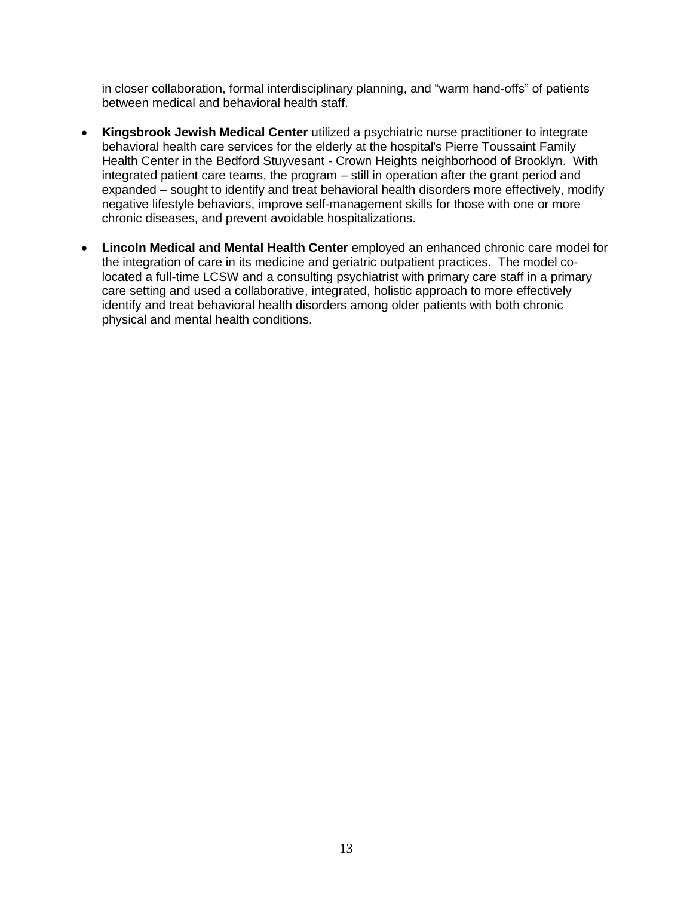in closer collaboration, formal interdisciplinary planning, and "warm hand-offs" of patients between medical and behavioral health staff.

- **Kingsbrook Jewish Medical Center** utilized a psychiatric nurse practitioner to integrate behavioral health care services for the elderly at the hospital's Pierre Toussaint Family Health Center in the Bedford Stuyvesant - Crown Heights neighborhood of Brooklyn. With integrated patient care teams, the program – still in operation after the grant period and expanded – sought to identify and treat behavioral health disorders more effectively, modify negative lifestyle behaviors, improve self-management skills for those with one or more chronic diseases, and prevent avoidable hospitalizations.

- **Lincoln Medical and Mental Health Center** employed an enhanced chronic care model for the integration of care in its medicine and geriatric outpatient practices. The model co-located a full-time LCSW and a consulting psychiatrist with primary care staff in a primary care setting and used a collaborative, integrated, holistic approach to more effectively identify and treat behavioral health disorders among older patients with both chronic physical and mental health conditions.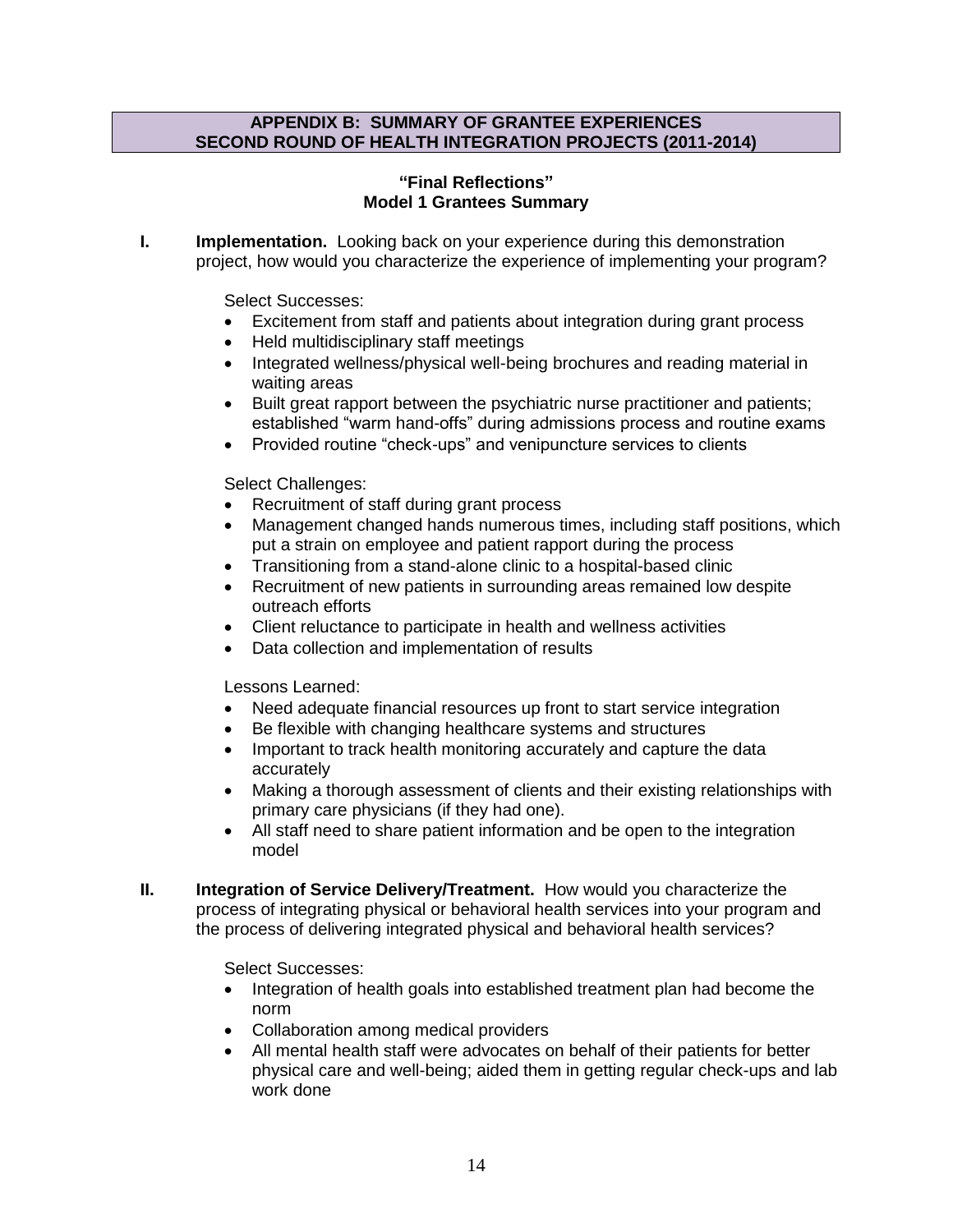## APPENDIX B: SUMMARY OF GRANTEE EXPERIENCES SECOND ROUND OF HEALTH INTEGRATION PROJECTS (2011-2014)

### "Final Reflections" Model 1 Grantees Summary

**I. Implementation.** Looking back on your experience during this demonstration project, how would you characterize the experience of implementing your program?

Select Successes:

- Excitement from staff and patients about integration during grant process
- Held multidisciplinary staff meetings
- Integrated wellness/physical well-being brochures and reading material in waiting areas
- Built great rapport between the psychiatric nurse practitioner and patients; established "warm hand-offs" during admissions process and routine exams
- Provided routine "check-ups" and venipuncture services to clients

Select Challenges:

- Recruitment of staff during grant process
- Management changed hands numerous times, including staff positions, which put a strain on employee and patient rapport during the process
- Transitioning from a stand-alone clinic to a hospital-based clinic
- Recruitment of new patients in surrounding areas remained low despite outreach efforts
- Client reluctance to participate in health and wellness activities
- Data collection and implementation of results

Lessons Learned:

- Need adequate financial resources up front to start service integration
- Be flexible with changing healthcare systems and structures
- Important to track health monitoring accurately and capture the data accurately
- Making a thorough assessment of clients and their existing relationships with primary care physicians (if they had one).
- All staff need to share patient information and be open to the integration model

**II. Integration of Service Delivery/Treatment.** How would you characterize the process of integrating physical or behavioral health services into your program and the process of delivering integrated physical and behavioral health services?

Select Successes:

- Integration of health goals into established treatment plan had become the norm
- Collaboration among medical providers
- All mental health staff were advocates on behalf of their patients for better physical care and well-being; aided them in getting regular check-ups and lab work done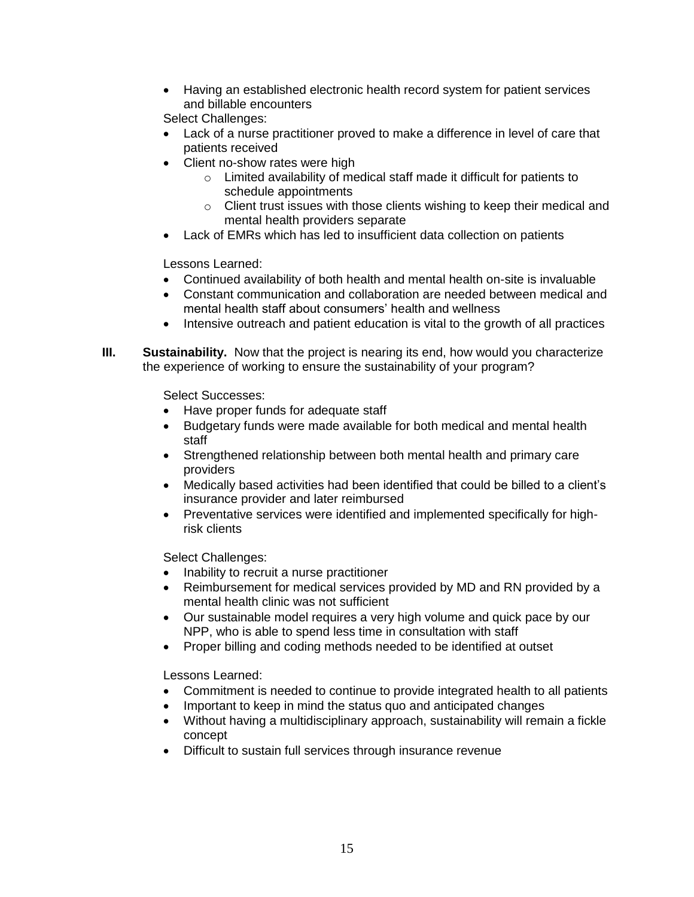- Having an established electronic health record system for patient services and billable encounters

Select Challenges:

- Lack of a nurse practitioner proved to make a difference in level of care that patients received
- Client no-show rates were high
    - Limited availability of medical staff made it difficult for patients to schedule appointments
    - Client trust issues with those clients wishing to keep their medical and mental health providers separate
- Lack of EMRs which has led to insufficient data collection on patients

Lessons Learned:

- Continued availability of both health and mental health on-site is invaluable
- Constant communication and collaboration are needed between medical and mental health staff about consumers' health and wellness
- Intensive outreach and patient education is vital to the growth of all practices

**III. Sustainability.** Now that the project is nearing its end, how would you characterize the experience of working to ensure the sustainability of your program?

Select Successes:

- Have proper funds for adequate staff
- Budgetary funds were made available for both medical and mental health staff
- Strengthened relationship between both mental health and primary care providers
- Medically based activities had been identified that could be billed to a client's insurance provider and later reimbursed
- Preventative services were identified and implemented specifically for high-risk clients

Select Challenges:

- Inability to recruit a nurse practitioner
- Reimbursement for medical services provided by MD and RN provided by a mental health clinic was not sufficient
- Our sustainable model requires a very high volume and quick pace by our NPP, who is able to spend less time in consultation with staff
- Proper billing and coding methods needed to be identified at outset

Lessons Learned:

- Commitment is needed to continue to provide integrated health to all patients
- Important to keep in mind the status quo and anticipated changes
- Without having a multidisciplinary approach, sustainability will remain a fickle concept
- Difficult to sustain full services through insurance revenue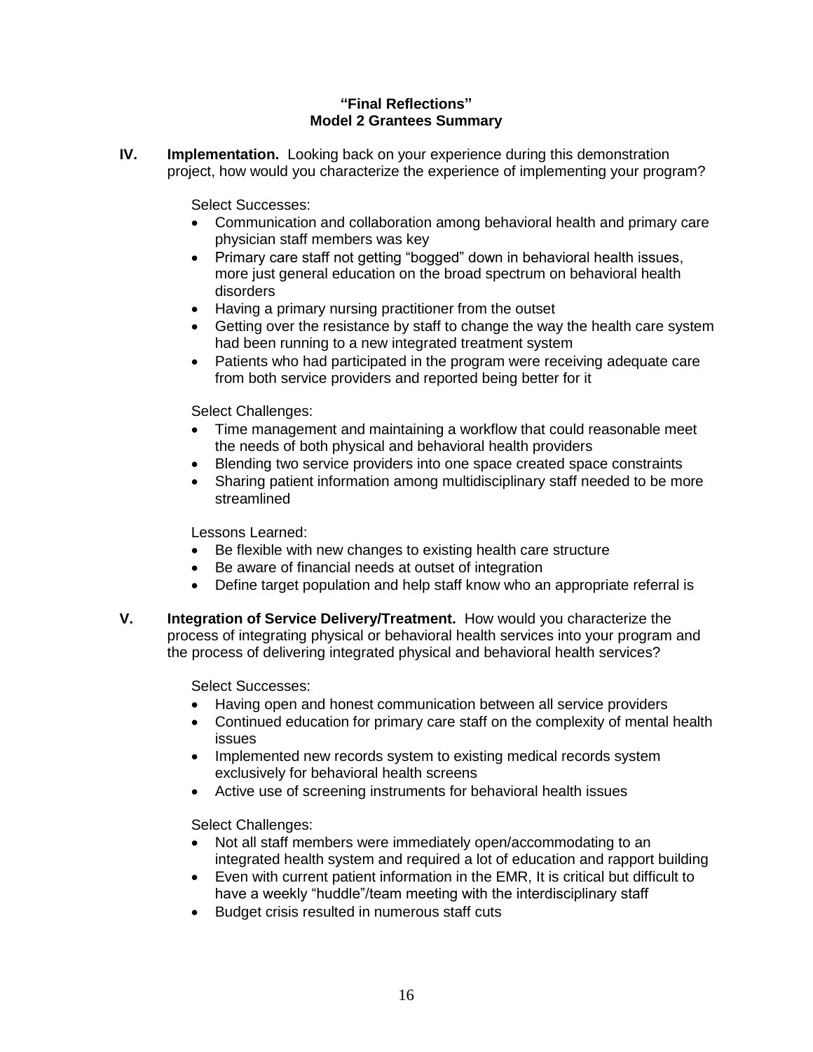**"Final Reflections"**
**Model 2 Grantees Summary**

**IV. Implementation.** Looking back on your experience during this demonstration project, how would you characterize the experience of implementing your program?

Select Successes:

- Communication and collaboration among behavioral health and primary care physician staff members was key
- Primary care staff not getting "bogged" down in behavioral health issues, more just general education on the broad spectrum on behavioral health disorders
- Having a primary nursing practitioner from the outset
- Getting over the resistance by staff to change the way the health care system had been running to a new integrated treatment system
- Patients who had participated in the program were receiving adequate care from both service providers and reported being better for it

Select Challenges:

- Time management and maintaining a workflow that could reasonable meet the needs of both physical and behavioral health providers
- Blending two service providers into one space created space constraints
- Sharing patient information among multidisciplinary staff needed to be more streamlined

Lessons Learned:

- Be flexible with new changes to existing health care structure
- Be aware of financial needs at outset of integration
- Define target population and help staff know who an appropriate referral is

**V. Integration of Service Delivery/Treatment.** How would you characterize the process of integrating physical or behavioral health services into your program and the process of delivering integrated physical and behavioral health services?

Select Successes:

- Having open and honest communication between all service providers
- Continued education for primary care staff on the complexity of mental health issues
- Implemented new records system to existing medical records system exclusively for behavioral health screens
- Active use of screening instruments for behavioral health issues

Select Challenges:

- Not all staff members were immediately open/accommodating to an integrated health system and required a lot of education and rapport building
- Even with current patient information in the EMR, It is critical but difficult to have a weekly "huddle"/team meeting with the interdisciplinary staff
- Budget crisis resulted in numerous staff cuts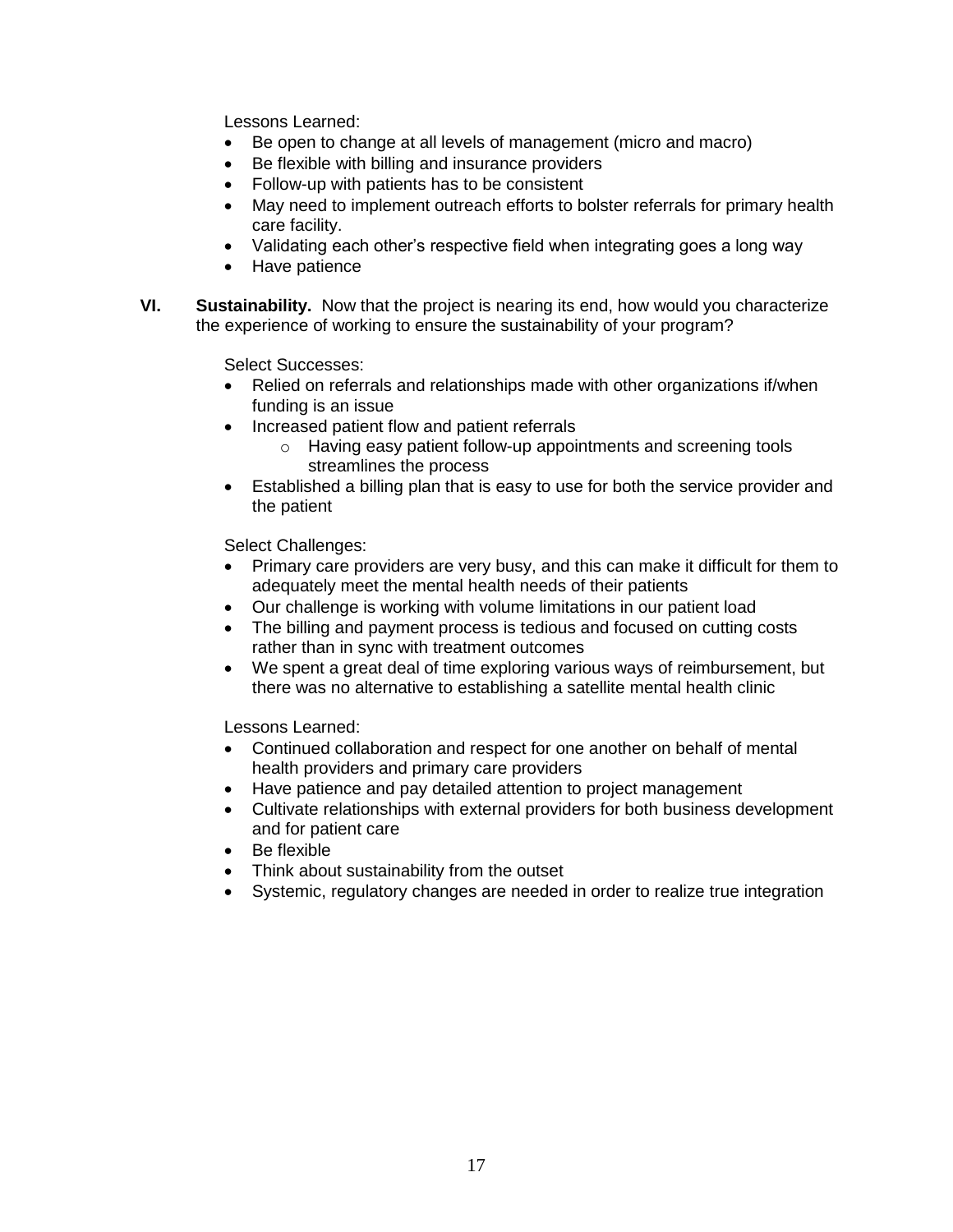Lessons Learned:

- Be open to change at all levels of management (micro and macro)
- Be flexible with billing and insurance providers
- Follow-up with patients has to be consistent
- May need to implement outreach efforts to bolster referrals for primary health care facility.
- Validating each other's respective field when integrating goes a long way
- Have patience

**VI. Sustainability.** Now that the project is nearing its end, how would you characterize the experience of working to ensure the sustainability of your program?

Select Successes:

- Relied on referrals and relationships made with other organizations if/when funding is an issue
- Increased patient flow and patient referrals
    - Having easy patient follow-up appointments and screening tools streamlines the process
- Established a billing plan that is easy to use for both the service provider and the patient

Select Challenges:

- Primary care providers are very busy, and this can make it difficult for them to adequately meet the mental health needs of their patients
- Our challenge is working with volume limitations in our patient load
- The billing and payment process is tedious and focused on cutting costs rather than in sync with treatment outcomes
- We spent a great deal of time exploring various ways of reimbursement, but there was no alternative to establishing a satellite mental health clinic

Lessons Learned:

- Continued collaboration and respect for one another on behalf of mental health providers and primary care providers
- Have patience and pay detailed attention to project management
- Cultivate relationships with external providers for both business development and for patient care
- Be flexible
- Think about sustainability from the outset
- Systemic, regulatory changes are needed in order to realize true integration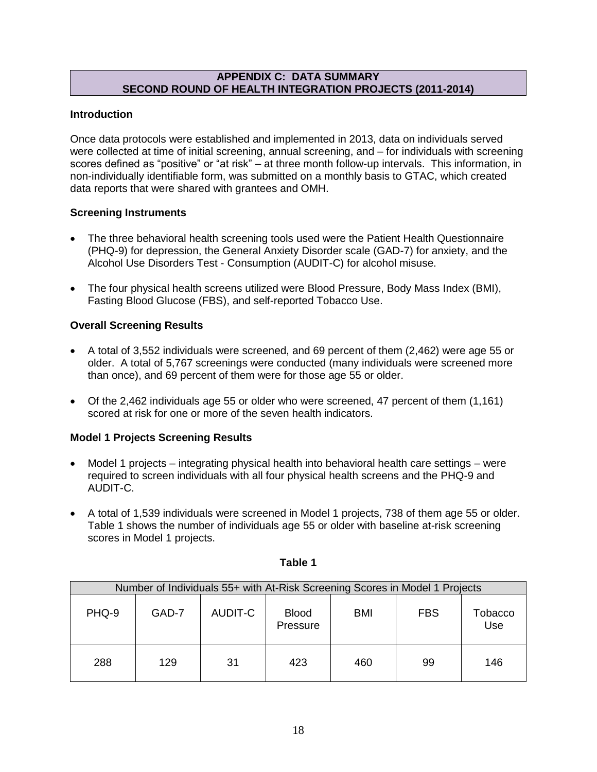## APPENDIX C: DATA SUMMARY
## SECOND ROUND OF HEALTH INTEGRATION PROJECTS (2011-2014)

**Introduction**

Once data protocols were established and implemented in 2013, data on individuals served were collected at time of initial screening, annual screening, and – for individuals with screening scores defined as "positive" or "at risk" – at three month follow-up intervals. This information, in non-individually identifiable form, was submitted on a monthly basis to GTAC, which created data reports that were shared with grantees and OMH.

**Screening Instruments**

- The three behavioral health screening tools used were the Patient Health Questionnaire (PHQ-9) for depression, the General Anxiety Disorder scale (GAD-7) for anxiety, and the Alcohol Use Disorders Test - Consumption (AUDIT-C) for alcohol misuse.
- The four physical health screens utilized were Blood Pressure, Body Mass Index (BMI), Fasting Blood Glucose (FBS), and self-reported Tobacco Use.

**Overall Screening Results**

- A total of 3,552 individuals were screened, and 69 percent of them (2,462) were age 55 or older. A total of 5,767 screenings were conducted (many individuals were screened more than once), and 69 percent of them were for those age 55 or older.
- Of the 2,462 individuals age 55 or older who were screened, 47 percent of them (1,161) scored at risk for one or more of the seven health indicators.

**Model 1 Projects Screening Results**

- Model 1 projects – integrating physical health into behavioral health care settings – were required to screen individuals with all four physical health screens and the PHQ-9 and AUDIT-C.
- A total of 1,539 individuals were screened in Model 1 projects, 738 of them age 55 or older. Table 1 shows the number of individuals age 55 or older with baseline at-risk screening scores in Model 1 projects.

**Table 1**

| Number of Individuals 55+ with At-Risk Screening Scores in Model 1 Projects | | | | | | |
|---|---|---|---|---|---|---|
| PHQ-9 | GAD-7 | AUDIT-C | Blood Pressure | BMI | FBS | Tobacco Use |
| 288 | 129 | 31 | 423 | 460 | 99 | 146 |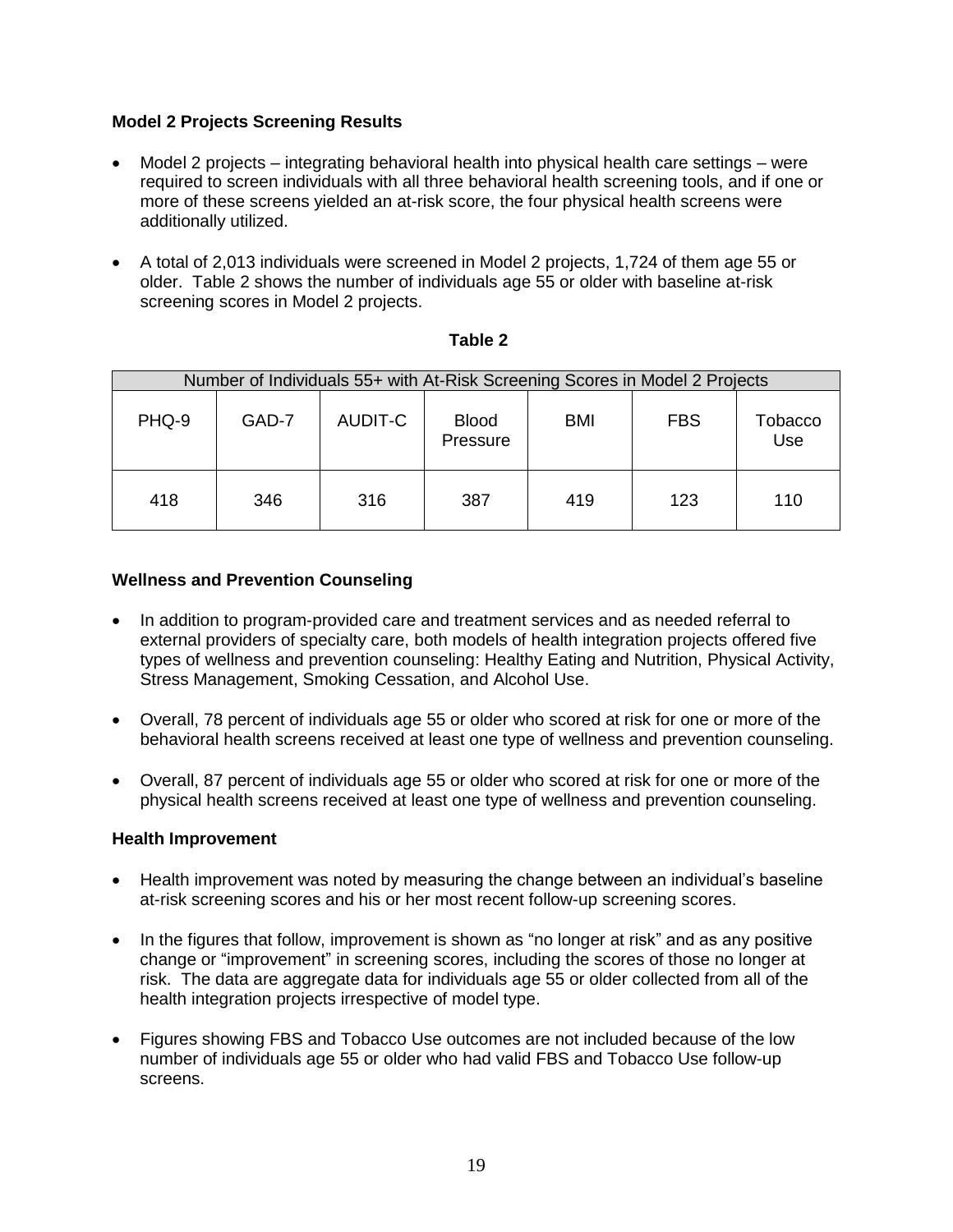**Model 2 Projects Screening Results**

- Model 2 projects – integrating behavioral health into physical health care settings – were required to screen individuals with all three behavioral health screening tools, and if one or more of these screens yielded an at-risk score, the four physical health screens were additionally utilized.
- A total of 2,013 individuals were screened in Model 2 projects, 1,724 of them age 55 or older. Table 2 shows the number of individuals age 55 or older with baseline at-risk screening scores in Model 2 projects.

**Table 2**

| Number of Individuals 55+ with At-Risk Screening Scores in Model 2 Projects | | | | | | |
|---|---|---|---|---|---|---|
| PHQ-9 | GAD-7 | AUDIT-C | Blood Pressure | BMI | FBS | Tobacco Use |
| 418 | 346 | 316 | 387 | 419 | 123 | 110 |

**Wellness and Prevention Counseling**

- In addition to program-provided care and treatment services and as needed referral to external providers of specialty care, both models of health integration projects offered five types of wellness and prevention counseling: Healthy Eating and Nutrition, Physical Activity, Stress Management, Smoking Cessation, and Alcohol Use.
- Overall, 78 percent of individuals age 55 or older who scored at risk for one or more of the behavioral health screens received at least one type of wellness and prevention counseling.
- Overall, 87 percent of individuals age 55 or older who scored at risk for one or more of the physical health screens received at least one type of wellness and prevention counseling.

**Health Improvement**

- Health improvement was noted by measuring the change between an individual's baseline at-risk screening scores and his or her most recent follow-up screening scores.
- In the figures that follow, improvement is shown as "no longer at risk" and as any positive change or "improvement" in screening scores, including the scores of those no longer at risk. The data are aggregate data for individuals age 55 or older collected from all of the health integration projects irrespective of model type.
- Figures showing FBS and Tobacco Use outcomes are not included because of the low number of individuals age 55 or older who had valid FBS and Tobacco Use follow-up screens.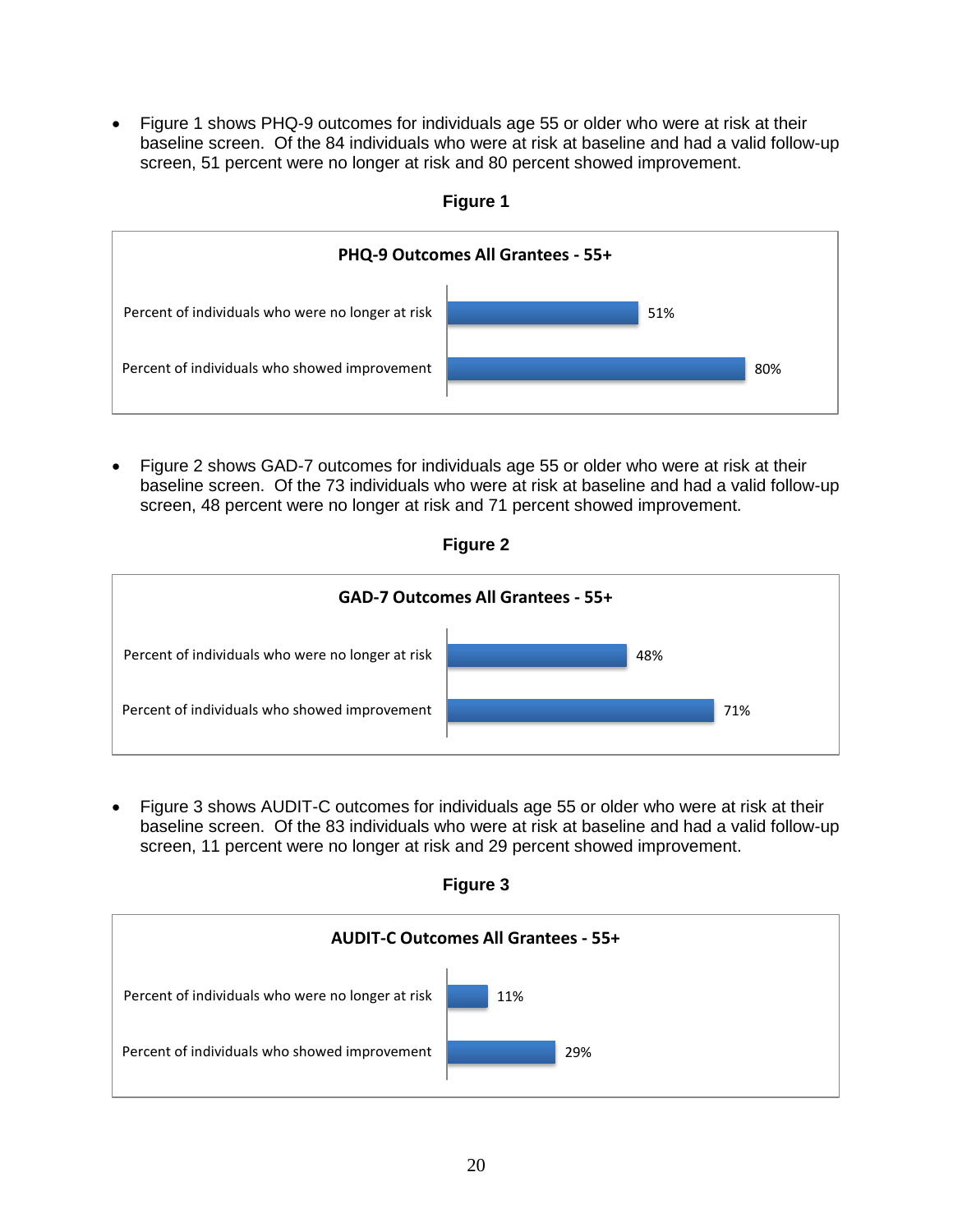- Figure 1 shows PHQ-9 outcomes for individuals age 55 or older who were at risk at their baseline screen. Of the 84 individuals who were at risk at baseline and had a valid follow-up screen, 51 percent were no longer at risk and 80 percent showed improvement.

**Figure 1**

**PHQ-9 Outcomes All Grantees - 55+**

| | |
|---|---|
| Percent of individuals who were no longer at risk | 51% |
| Percent of individuals who showed improvement | 80% |

- Figure 2 shows GAD-7 outcomes for individuals age 55 or older who were at risk at their baseline screen. Of the 73 individuals who were at risk at baseline and had a valid follow-up screen, 48 percent were no longer at risk and 71 percent showed improvement.

**Figure 2**

**GAD-7 Outcomes All Grantees - 55+**

| | |
|---|---|
| Percent of individuals who were no longer at risk | 48% |
| Percent of individuals who showed improvement | 71% |

- Figure 3 shows AUDIT-C outcomes for individuals age 55 or older who were at risk at their baseline screen. Of the 83 individuals who were at risk at baseline and had a valid follow-up screen, 11 percent were no longer at risk and 29 percent showed improvement.

**Figure 3**

**AUDIT-C Outcomes All Grantees - 55+**

| | |
|---|---|
| Percent of individuals who were no longer at risk | 11% |
| Percent of individuals who showed improvement | 29% |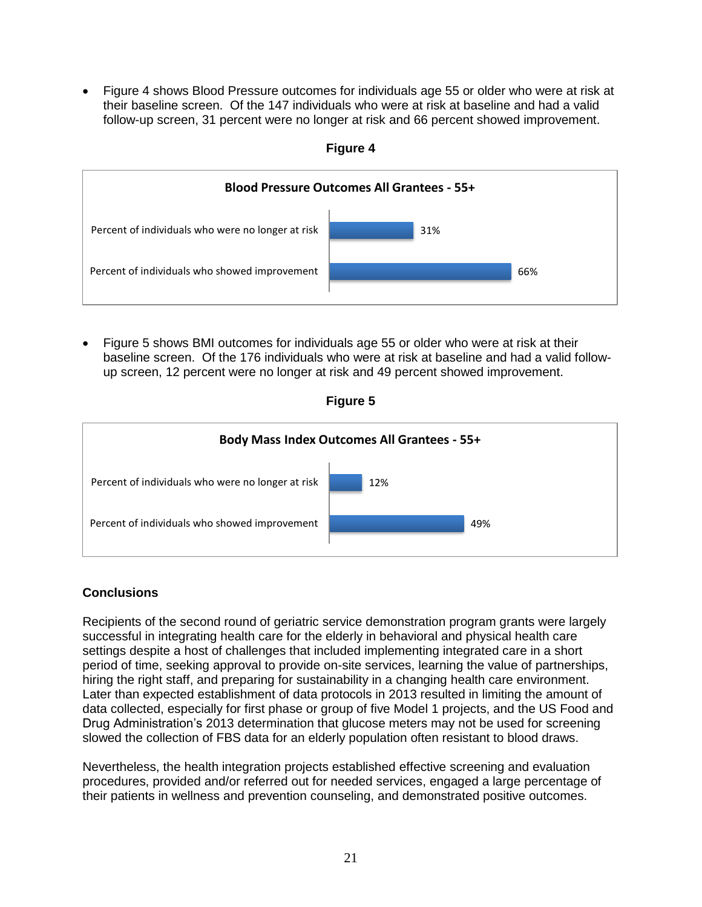- Figure 4 shows Blood Pressure outcomes for individuals age 55 or older who were at risk at their baseline screen. Of the 147 individuals who were at risk at baseline and had a valid follow-up screen, 31 percent were no longer at risk and 66 percent showed improvement.

**Figure 4**

Blood Pressure Outcomes All Grantees - 55+

Percent of individuals who were no longer at risk 31%

Percent of individuals who showed improvement 66%

- Figure 5 shows BMI outcomes for individuals age 55 or older who were at risk at their baseline screen. Of the 176 individuals who were at risk at baseline and had a valid follow-up screen, 12 percent were no longer at risk and 49 percent showed improvement.

**Figure 5**

Body Mass Index Outcomes All Grantees - 55+

Percent of individuals who were no longer at risk 12%

Percent of individuals who showed improvement 49%

## Conclusions

Recipients of the second round of geriatric service demonstration program grants were largely successful in integrating health care for the elderly in behavioral and physical health care settings despite a host of challenges that included implementing integrated care in a short period of time, seeking approval to provide on-site services, learning the value of partnerships, hiring the right staff, and preparing for sustainability in a changing health care environment. Later than expected establishment of data protocols in 2013 resulted in limiting the amount of data collected, especially for first phase or group of five Model 1 projects, and the US Food and Drug Administration's 2013 determination that glucose meters may not be used for screening slowed the collection of FBS data for an elderly population often resistant to blood draws.

Nevertheless, the health integration projects established effective screening and evaluation procedures, provided and/or referred out for needed services, engaged a large percentage of their patients in wellness and prevention counseling, and demonstrated positive outcomes.